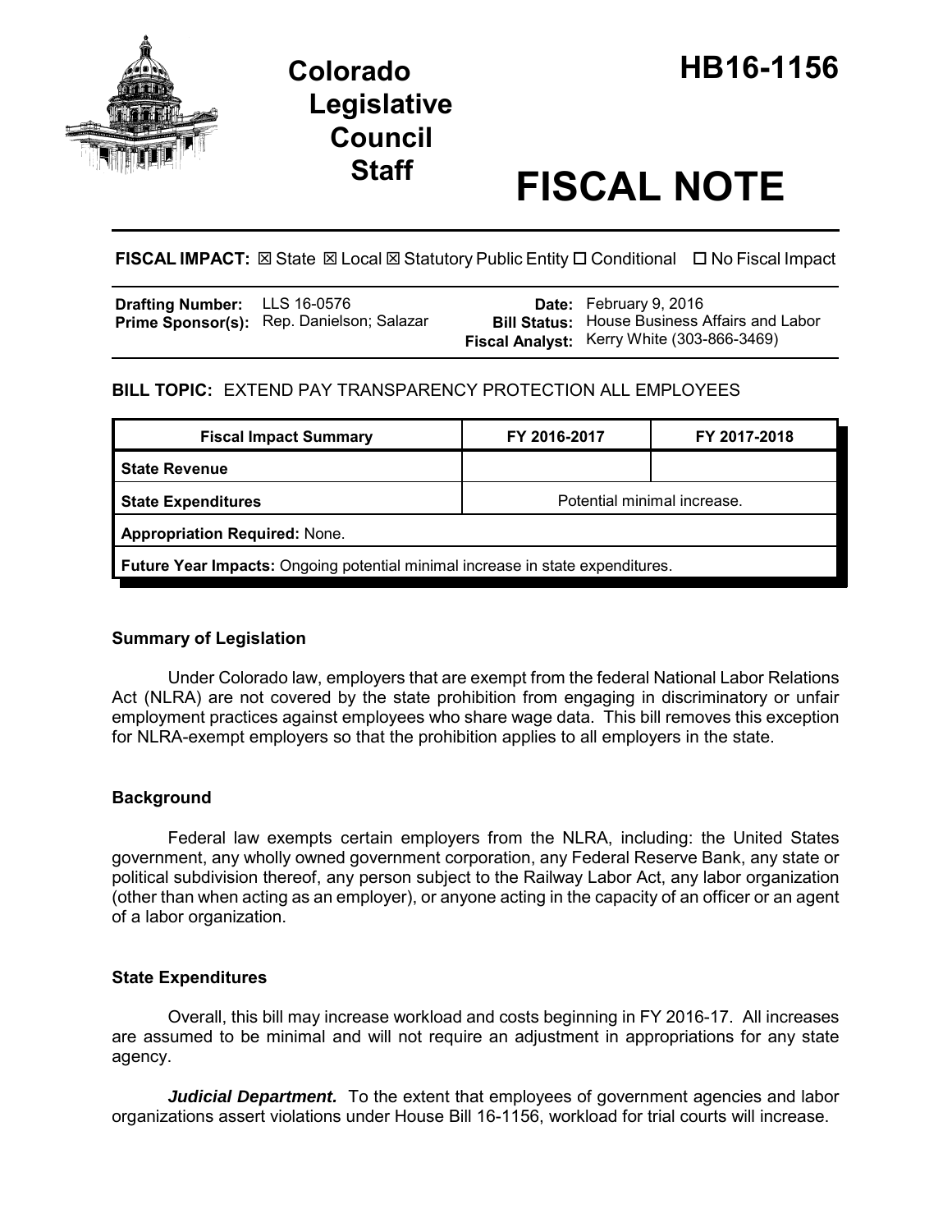# Colorado Legislative Council Staff

# HB16-1156

# FISCAL NOTE

**FISCAL IMPACT:** ☒ State ☒ Local ☒ Statutory Public Entity ☐ Conditional ☐ No Fiscal Impact

| | | | |
|---|---|---|---|
| **Drafting Number:** | LLS 16-0576 | **Date:** | February 9, 2016 |
| **Prime Sponsor(s):** | Rep. Danielson; Salazar | **Bill Status:** | House Business Affairs and Labor |
| | | **Fiscal Analyst:** | Kerry White (303-866-3469) |

**BILL TOPIC:** EXTEND PAY TRANSPARENCY PROTECTION ALL EMPLOYEES

| Fiscal Impact Summary | FY 2016-2017 | FY 2017-2018 |
|---|---|---|
| **State Revenue** | | |
| **State Expenditures** | Potential minimal increase. | |
| **Appropriation Required:** None. | | |
| **Future Year Impacts:** Ongoing potential minimal increase in state expenditures. | | |

## Summary of Legislation

Under Colorado law, employers that are exempt from the federal National Labor Relations Act (NLRA) are not covered by the state prohibition from engaging in discriminatory or unfair employment practices against employees who share wage data. This bill removes this exception for NLRA-exempt employers so that the prohibition applies to all employers in the state.

## Background

Federal law exempts certain employers from the NLRA, including: the United States government, any wholly owned government corporation, any Federal Reserve Bank, any state or political subdivision thereof, any person subject to the Railway Labor Act, any labor organization (other than when acting as an employer), or anyone acting in the capacity of an officer or an agent of a labor organization.

## State Expenditures

Overall, this bill may increase workload and costs beginning in FY 2016-17. All increases are assumed to be minimal and will not require an adjustment in appropriations for any state agency.

***Judicial Department.*** To the extent that employees of government agencies and labor organizations assert violations under House Bill 16-1156, workload for trial courts will increase.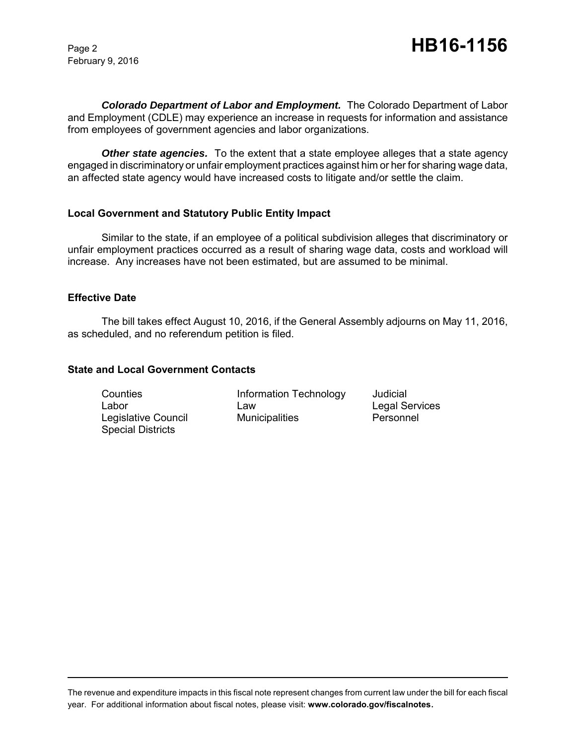***Colorado Department of Labor and Employment.*** The Colorado Department of Labor and Employment (CDLE) may experience an increase in requests for information and assistance from employees of government agencies and labor organizations.

***Other state agencies.*** To the extent that a state employee alleges that a state agency engaged in discriminatory or unfair employment practices against him or her for sharing wage data, an affected state agency would have increased costs to litigate and/or settle the claim.

### Local Government and Statutory Public Entity Impact

Similar to the state, if an employee of a political subdivision alleges that discriminatory or unfair employment practices occurred as a result of sharing wage data, costs and workload will increase. Any increases have not been estimated, but are assumed to be minimal.

### Effective Date

The bill takes effect August 10, 2016, if the General Assembly adjourns on May 11, 2016, as scheduled, and no referendum petition is filed.

### State and Local Government Contacts

| | | |
|---|---|---|
| Counties | Information Technology | Judicial |
| Labor | Law | Legal Services |
| Legislative Council | Municipalities | Personnel |
| Special Districts | | |

The revenue and expenditure impacts in this fiscal note represent changes from current law under the bill for each fiscal year. For additional information about fiscal notes, please visit: **www.colorado.gov/fiscalnotes.**